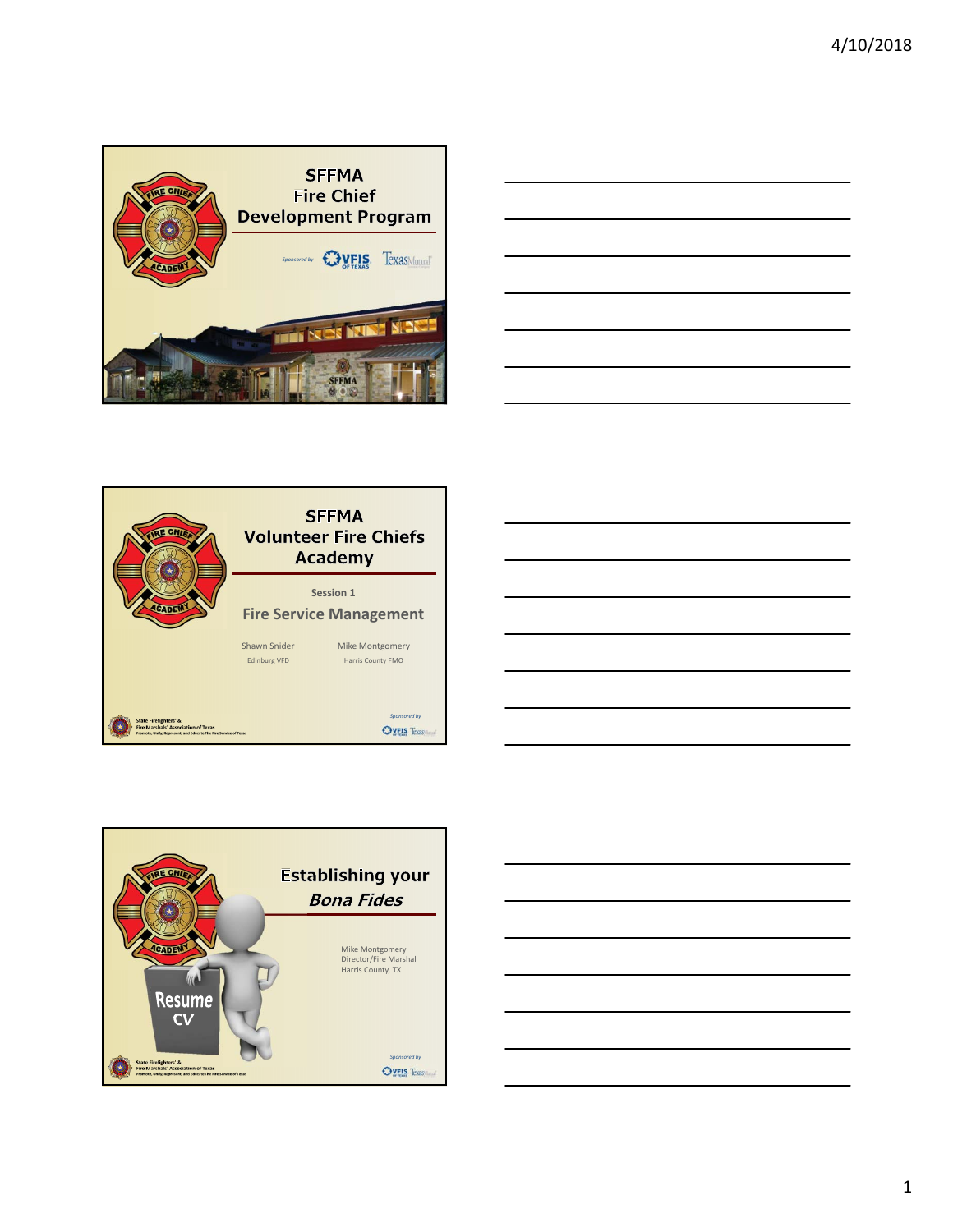## SFFMA
## Fire Chief
## Development Program

Sponsored by VFIS of Texas, Texas Mutual

SFFMA

## SFFMA
## Volunteer Fire Chiefs Academy

Session 1

### Fire Service Management

Shawn Snider
Edinburg VFD

Mike Montgomery
Harris County FMO

State Firefighters' & Fire Marshals' Association of Texas
Promote, Unify, Represent, and Educate The Fire Service of Texas

Sponsored by VFIS, Texas Mutual

## Establishing your
## *Bona Fides*

Mike Montgomery
Director/Fire Marshal
Harris County, TX

Resume
CV

State Firefighters' & Fire Marshals' Association of Texas
Promote, Unify, Represent, and Educate The Fire Service of Texas

Sponsored by VFIS, Texas Mutual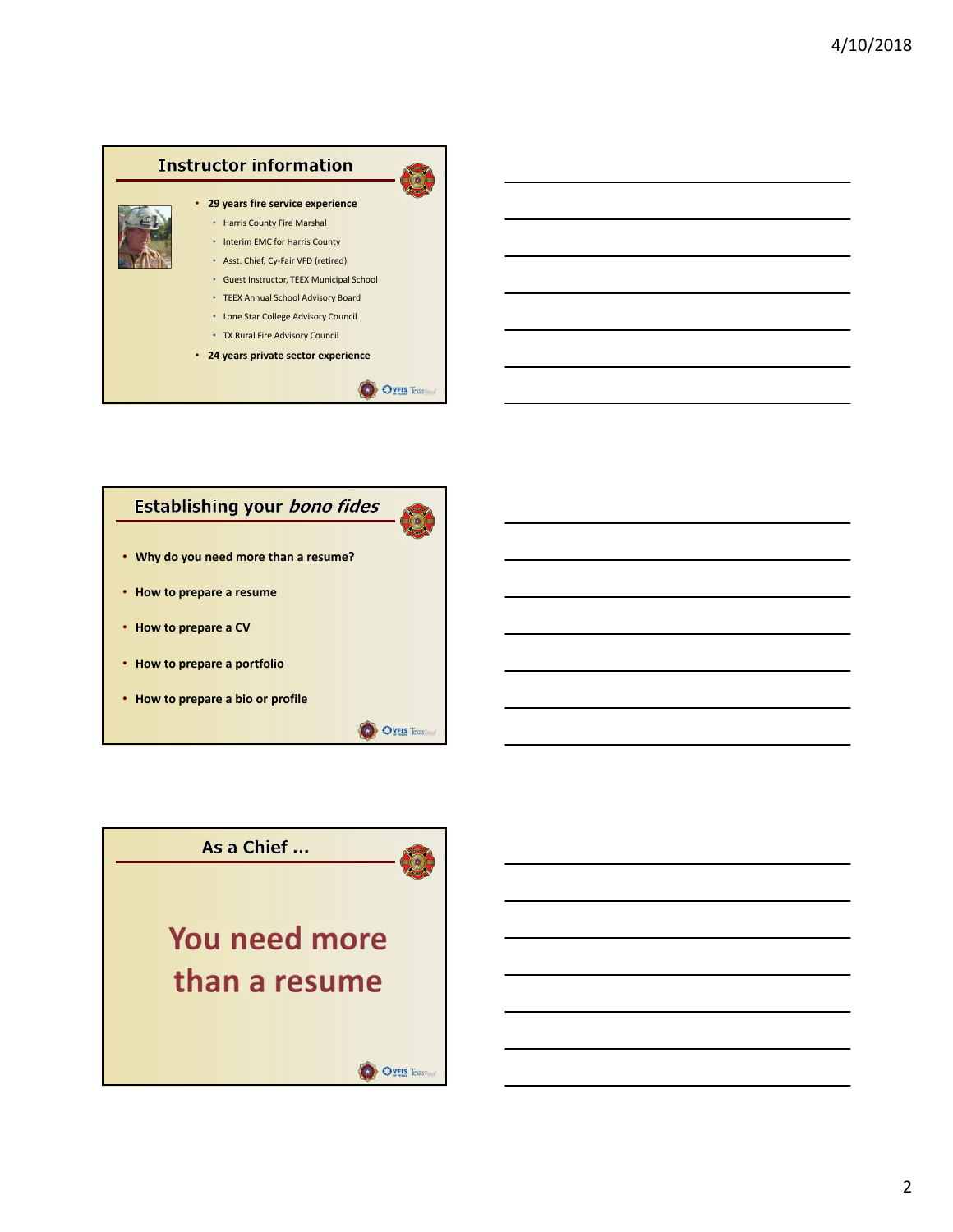## Instructor information

- **29 years fire service experience**
  - Harris County Fire Marshal
  - Interim EMC for Harris County
  - Asst. Chief, Cy-Fair VFD (retired)
  - Guest Instructor, TEEX Municipal School
  - TEEX Annual School Advisory Board
  - Lone Star College Advisory Council
  - TX Rural Fire Advisory Council
- **24 years private sector experience**

## Establishing your *bono fides*

- **Why do you need more than a resume?**
- **How to prepare a resume**
- **How to prepare a CV**
- **How to prepare a portfolio**
- **How to prepare a bio or profile**

## As a Chief …

**You need more than a resume**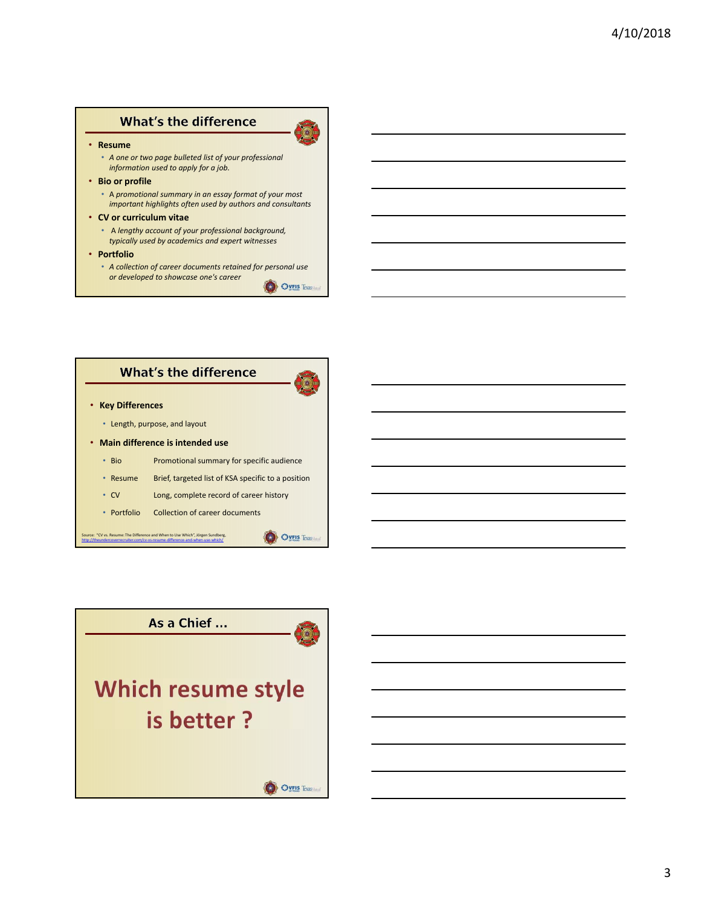## What's the difference

- **Resume**
  - *A one or two page bulleted list of your professional information used to apply for a job.*
- **Bio or profile**
  - *A promotional summary in an essay format of your most important highlights often used by authors and consultants*
- **CV or curriculum vitae**
  - *A lengthy account of your professional background, typically used by academics and expert witnesses*
- **Portfolio**
  - *A collection of career documents retained for personal use or developed to showcase one's career*

## What's the difference

- **Key Differences**
  - Length, purpose, and layout
- **Main difference is intended use**
  - Bio — Promotional summary for specific audience
  - Resume — Brief, targeted list of KSA specific to a position
  - CV — Long, complete record of career history
  - Portfolio — Collection of career documents

Source: "CV vs. Resume: The Difference and When to Use Which", Jörgen Sundberg, http://theundercoverrecruiter.com/cv-vs-resume-difference-and-when-use-which/

## As a Chief …

# Which resume style is better ?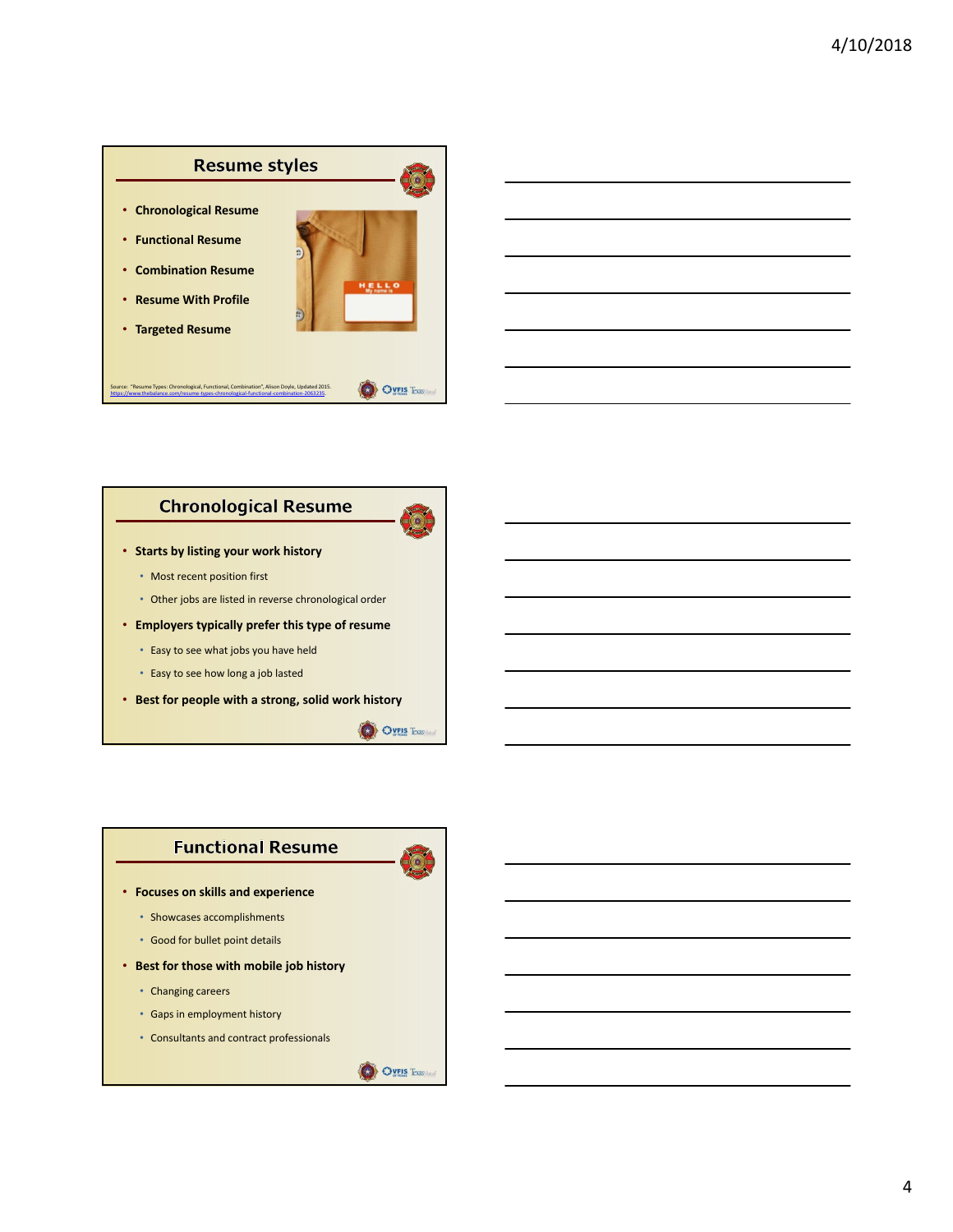## Resume styles

- Chronological Resume
- Functional Resume
- Combination Resume
- Resume With Profile
- Targeted Resume

Source: "Resume Types: Chronological, Functional, Combination", Alison Doyle, Updated 2015. https://www.thebalance.com/resume-types-chronological-functional-combination-2063235.

## Chronological Resume

- **Starts by listing your work history**
  - Most recent position first
  - Other jobs are listed in reverse chronological order
- **Employers typically prefer this type of resume**
  - Easy to see what jobs you have held
  - Easy to see how long a job lasted
- **Best for people with a strong, solid work history**

## Functional Resume

- **Focuses on skills and experience**
  - Showcases accomplishments
  - Good for bullet point details
- **Best for those with mobile job history**
  - Changing careers
  - Gaps in employment history
  - Consultants and contract professionals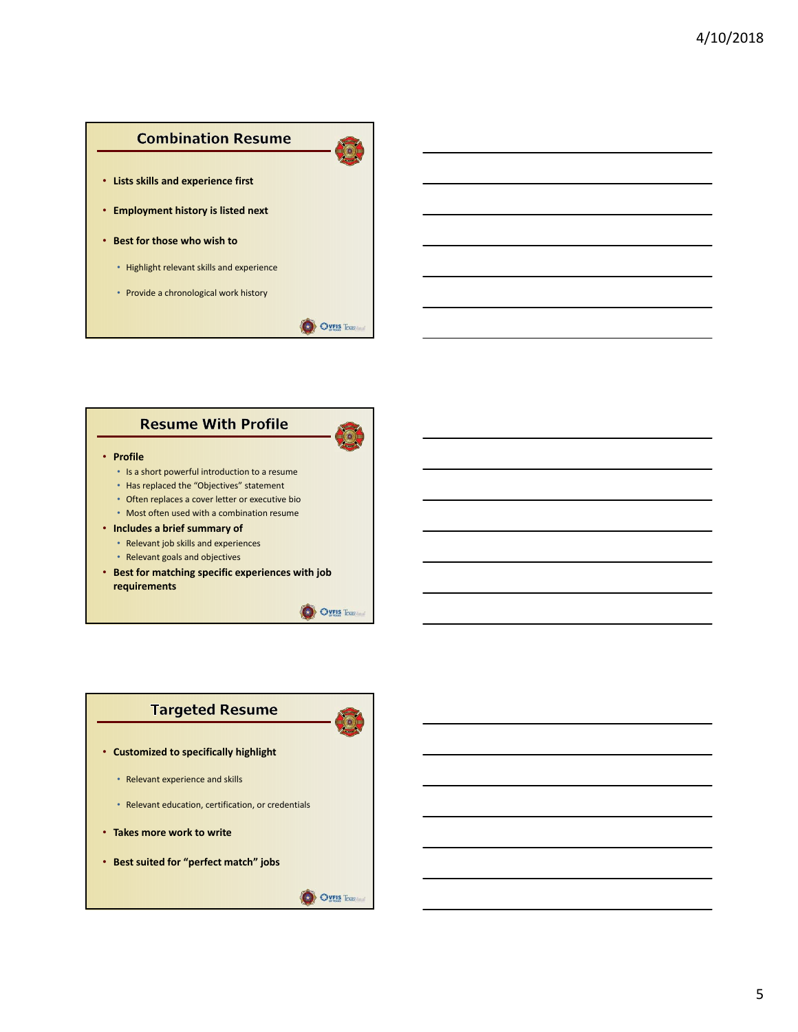## Combination Resume

- **Lists skills and experience first**
- **Employment history is listed next**
- **Best for those who wish to**
  - Highlight relevant skills and experience
  - Provide a chronological work history

## Resume With Profile

- **Profile**
  - Is a short powerful introduction to a resume
  - Has replaced the "Objectives" statement
  - Often replaces a cover letter or executive bio
  - Most often used with a combination resume
- **Includes a brief summary of**
  - Relevant job skills and experiences
  - Relevant goals and objectives
- **Best for matching specific experiences with job requirements**

## Targeted Resume

- **Customized to specifically highlight**
  - Relevant experience and skills
  - Relevant education, certification, or credentials
- **Takes more work to write**
- **Best suited for "perfect match" jobs**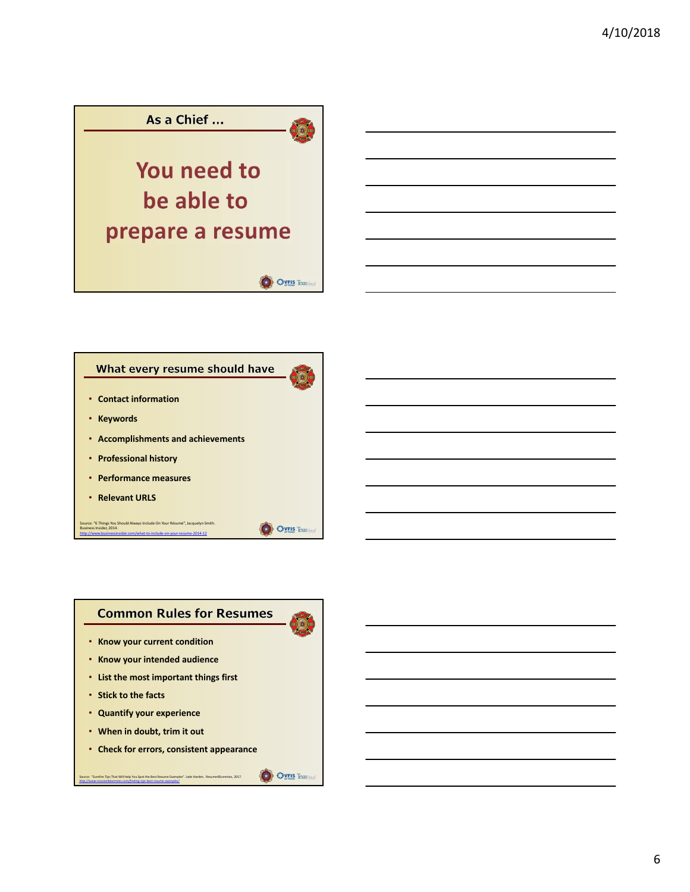## As a Chief ...

You need to be able to prepare a resume

## What every resume should have

- Contact information
- Keywords
- Accomplishments and achievements
- Professional history
- Performance measures
- Relevant URLS

Source: "6 Things You Should Always Include On Your Résumé", Jacquelyn Smith. Business Insider, 2014. http://www.businessinsider.com/what-to-include-on-your-resume-2014-12

## Common Rules for Resumes

- Know your current condition
- Know your intended audience
- List the most important things first
- Stick to the facts
- Quantify your experience
- When in doubt, trim it out
- Check for errors, consistent appearance

Source: "Surefire Tips That Will Help You Spot the Best Resume Examples". Jade Harden. Resume4Dummies, 2017. http://www.resume4dummies.com/finding-tips-best-resume-examples/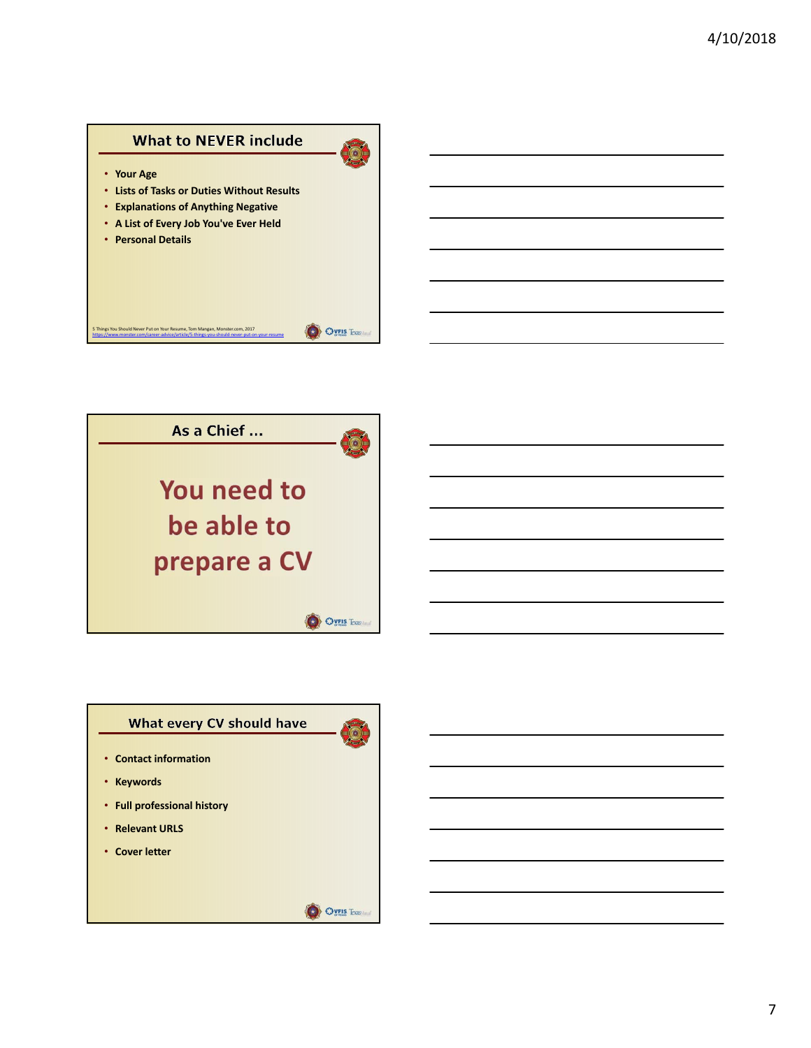## What to NEVER include

- Your Age
- Lists of Tasks or Duties Without Results
- Explanations of Anything Negative
- A List of Every Job You've Ever Held
- Personal Details

5 Things You Should Never Put on Your Resume, Tom Mangan, Monster.com, 2017
https://www.monster.com/career-advice/article/5-things-you-should-never-put-on-your-resume

## As a Chief …

You need to be able to prepare a CV

## What every CV should have

- Contact information
- Keywords
- Full professional history
- Relevant URLS
- Cover letter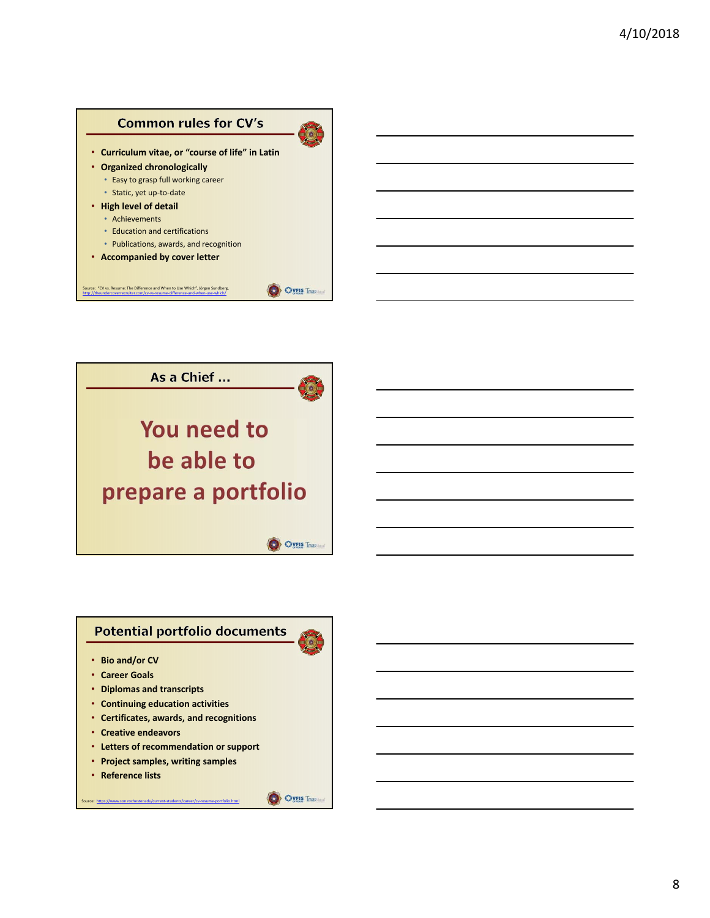## Common rules for CV's

- Curriculum vitae, or "course of life" in Latin
- Organized chronologically
  - Easy to grasp full working career
  - Static, yet up-to-date
- High level of detail
  - Achievements
  - Education and certifications
  - Publications, awards, and recognition
- Accompanied by cover letter

Source: "CV vs. Resume: The Difference and When to Use Which", Jörgen Sundberg, http://theundercoverrecruiter.com/cv-vs-resume-difference-and-when-use-which/

## As a Chief ...

**You need to be able to prepare a portfolio**

## Potential portfolio documents

- Bio and/or CV
- Career Goals
- Diplomas and transcripts
- Continuing education activities
- Certificates, awards, and recognitions
- Creative endeavors
- Letters of recommendation or support
- Project samples, writing samples
- Reference lists

Source: https://www.son.rochester.edu/current-students/career/cv-resume-portfolio.html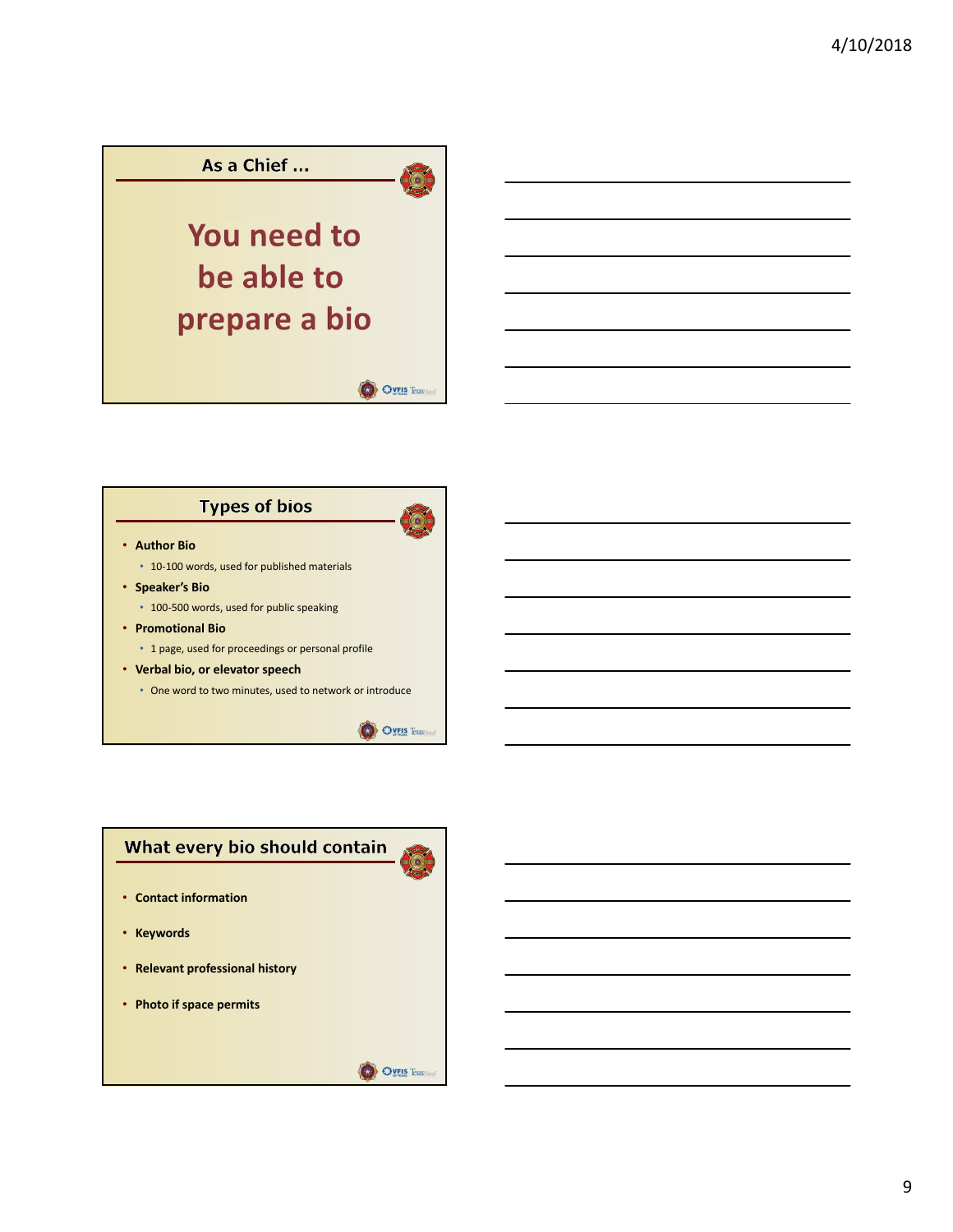## As a Chief …

**You need to be able to prepare a bio**

## Types of bios

- **Author Bio**
  - 10-100 words, used for published materials
- **Speaker's Bio**
  - 100-500 words, used for public speaking
- **Promotional Bio**
  - 1 page, used for proceedings or personal profile
- **Verbal bio, or elevator speech**
  - One word to two minutes, used to network or introduce

## What every bio should contain

- **Contact information**
- **Keywords**
- **Relevant professional history**
- **Photo if space permits**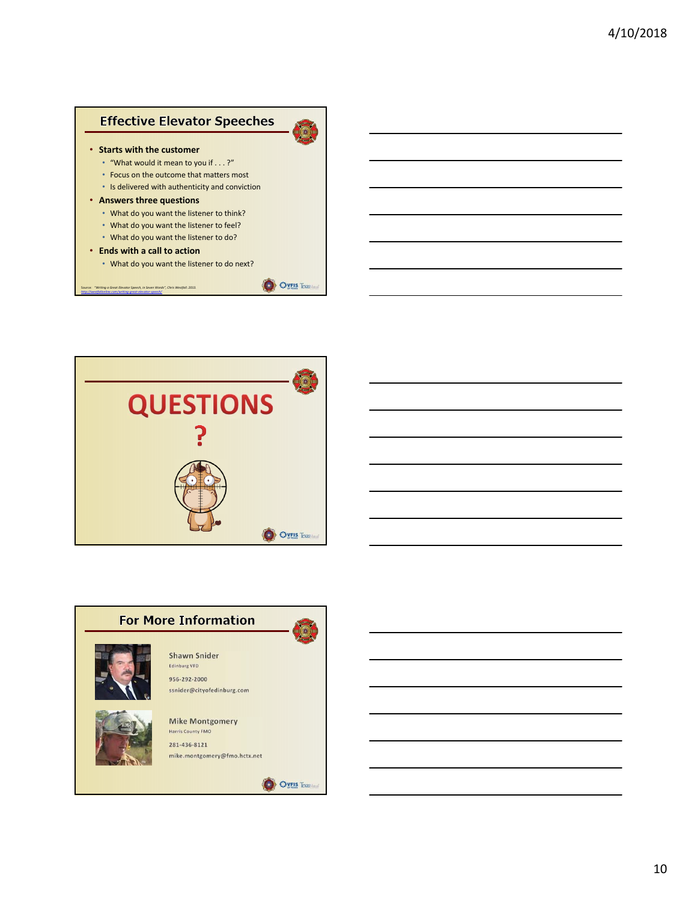## Effective Elevator Speeches

- **Starts with the customer**
  - "What would it mean to you if . . . ?"
  - Focus on the outcome that matters most
  - Is delivered with authenticity and conviction
- **Answers three questions**
  - What do you want the listener to think?
  - What do you want the listener to feel?
  - What do you want the listener to do?
- **Ends with a call to action**
  - What do you want the listener to do next?

Source: "Writing a Great Elevator Speech, in Seven Words", Chris Westfall, 2013. http://westfallonline.com/writing-great-elevator-speech/

## QUESTIONS

?

## For More Information

Shawn Snider
Edinburg VFD
956-292-2000
ssnider@cityofedinburg.com

Mike Montgomery
Harris County FMO
281-436-8121
mike.montgomery@fmo.hctx.net